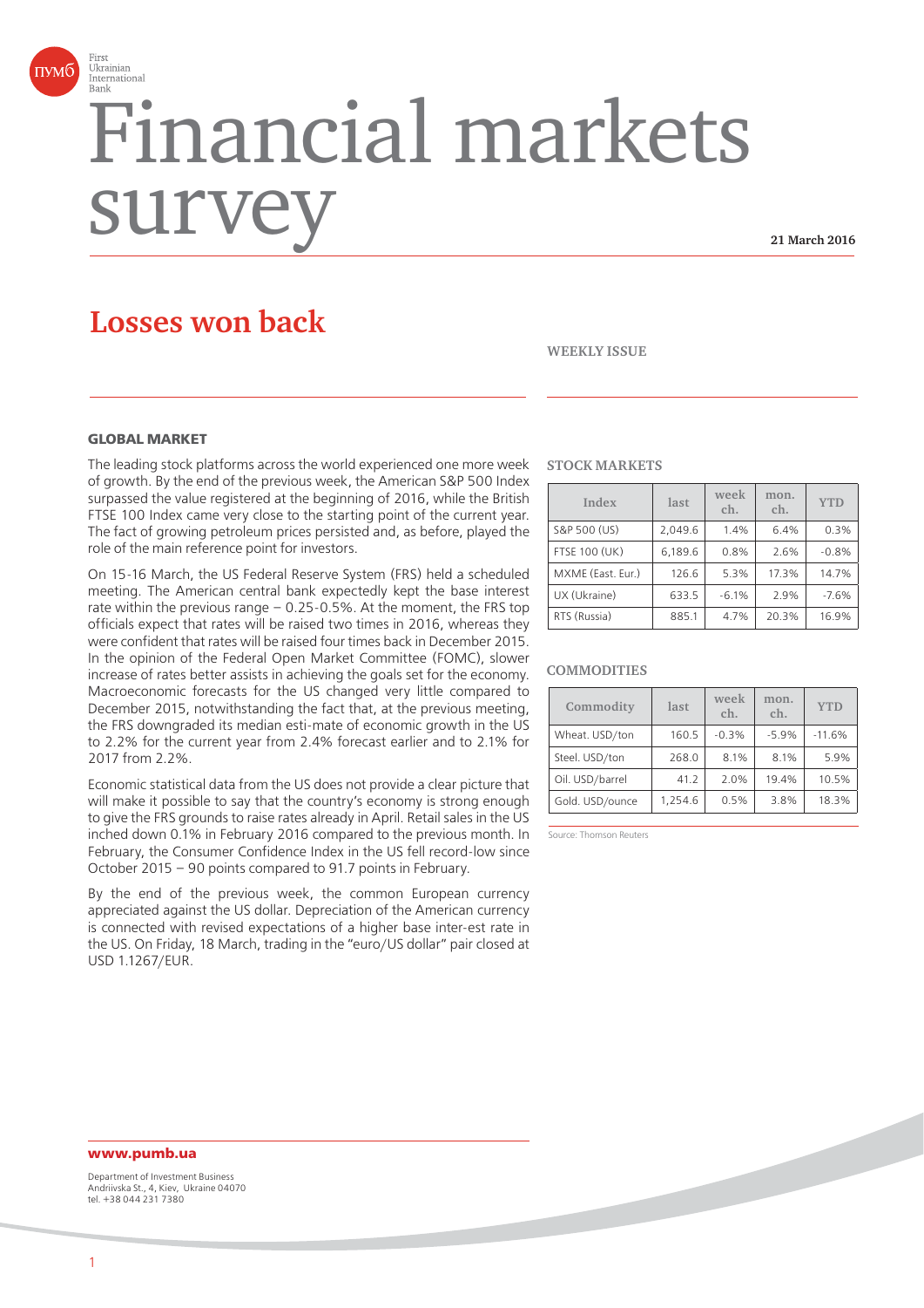First Ukrainian International Bank

# Financial markets survey

**21 March 2016**

## Losses won back

**WEEKLY ISSUE**

### GLOBAL MARKET

The leading stock platforms across the world experienced one more week of growth. By the end of the previous week, the American S&P 500 Index surpassed the value registered at the beginning of 2016, while the British FTSE 100 Index came very close to the starting point of the current year. The fact of growing petroleum prices persisted and, as before, played the role of the main reference point for investors.

On 15-16 March, the US Federal Reserve System (FRS) held a scheduled meeting. The American central bank expectedly kept the base interest rate within the previous range – 0.25-0.5%. At the moment, the FRS top officials expect that rates will be raised two times in 2016, whereas they were confident that rates will be raised four times back in December 2015. In the opinion of the Federal Open Market Committee (FOMC), slower increase of rates better assists in achieving the goals set for the economy. Macroeconomic forecasts for the US changed very little compared to December 2015, notwithstanding the fact that, at the previous meeting, the FRS downgraded its median esti-mate of economic growth in the US to 2.2% for the current year from 2.4% forecast earlier and to 2.1% for 2017 from 2.2%.

Economic statistical data from the US does not provide a clear picture that will make it possible to say that the country's economy is strong enough to give the FRS grounds to raise rates already in April. Retail sales in the US inched down 0.1% in February 2016 compared to the previous month. In February, the Consumer Confidence Index in the US fell record-low since October 2015 – 90 points compared to 91.7 points in February.

By the end of the previous week, the common European currency appreciated against the US dollar. Depreciation of the American currency is connected with revised expectations of a higher base inter-est rate in the US. On Friday, 18 March, trading in the "euro/US dollar" pair closed at USD 1.1267/EUR.

**STOCK MARKETS**

| Index | last | week ch. | mon. ch. | YTD |
|---|---|---|---|---|
| S&P 500 (US) | 2,049.6 | 1.4% | 6.4% | 0.3% |
| FTSE 100 (UK) | 6,189.6 | 0.8% | 2.6% | -0.8% |
| MXME (East. Eur.) | 126.6 | 5.3% | 17.3% | 14.7% |
| UX (Ukraine) | 633.5 | -6.1% | 2.9% | -7.6% |
| RTS (Russia) | 885.1 | 4.7% | 20.3% | 16.9% |

**COMMODITIES**

| Commodity | last | week ch. | mon. ch. | YTD |
|---|---|---|---|---|
| Wheat. USD/ton | 160.5 | -0.3% | -5.9% | -11.6% |
| Steel. USD/ton | 268.0 | 8.1% | 8.1% | 5.9% |
| Oil. USD/barrel | 41.2 | 2.0% | 19.4% | 10.5% |
| Gold. USD/ounce | 1,254.6 | 0.5% | 3.8% | 18.3% |

Source: Thomson Reuters

**www.pumb.ua**

Department of Investment Business
Andriivska St., 4, Kiev, Ukraine 04070
tel. +38 044 231 7380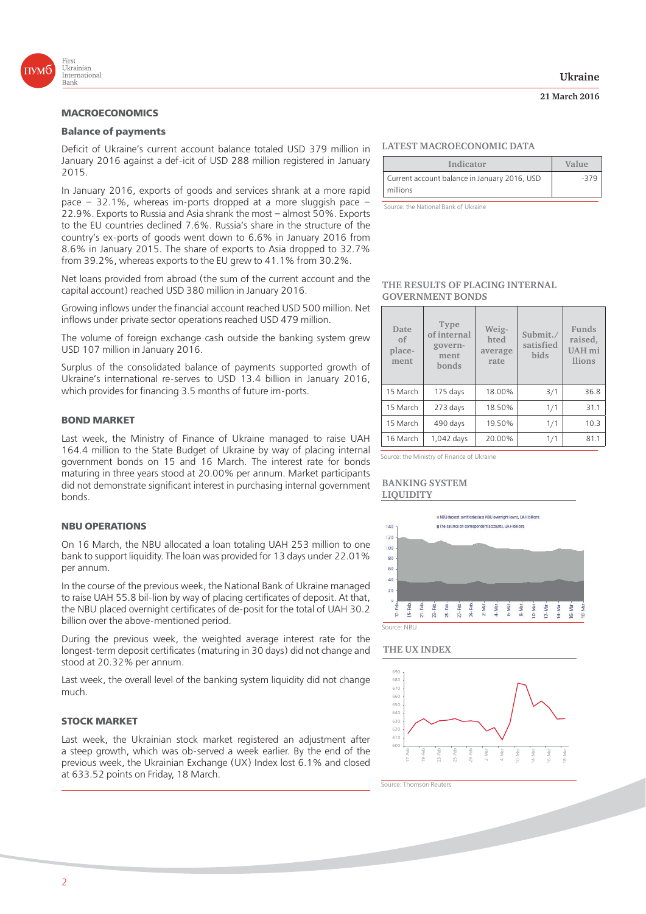## MACROECONOMICS

### Balance of payments

Deficit of Ukraine's current account balance totaled USD 379 million in January 2016 against a def-icit of USD 288 million registered in January 2015.

In January 2016, exports of goods and services shrank at a more rapid pace – 32.1%, whereas im-ports dropped at a more sluggish pace – 22.9%. Exports to Russia and Asia shrank the most – almost 50%. Exports to the EU countries declined 7.6%. Russia's share in the structure of the country's ex-ports of goods went down to 6.6% in January 2016 from 8.6% in January 2015. The share of exports to Asia dropped to 32.7% from 39.2%, whereas exports to the EU grew to 41.1% from 30.2%.

Net loans provided from abroad (the sum of the current account and the capital account) reached USD 380 million in January 2016.

Growing inflows under the financial account reached USD 500 million. Net inflows under private sector operations reached USD 479 million.

The volume of foreign exchange cash outside the banking system grew USD 107 million in January 2016.

Surplus of the consolidated balance of payments supported growth of Ukraine's international re-serves to USD 13.4 billion in January 2016, which provides for financing 3.5 months of future im-ports.

## BOND MARKET

Last week, the Ministry of Finance of Ukraine managed to raise UAH 164.4 million to the State Budget of Ukraine by way of placing internal government bonds on 15 and 16 March. The interest rate for bonds maturing in three years stood at 20.00% per annum. Market participants did not demonstrate significant interest in purchasing internal government bonds.

## NBU OPERATIONS

On 16 March, the NBU allocated a loan totaling UAH 253 million to one bank to support liquidity. The loan was provided for 13 days under 22.01% per annum.

In the course of the previous week, the National Bank of Ukraine managed to raise UAH 55.8 bil-lion by way of placing certificates of deposit. At that, the NBU placed overnight certificates of de-posit for the total of UAH 30.2 billion over the above-mentioned period.

During the previous week, the weighted average interest rate for the longest-term deposit certificates (maturing in 30 days) did not change and stood at 20.32% per annum.

Last week, the overall level of the banking system liquidity did not change much.

## STOCK MARKET

Last week, the Ukrainian stock market registered an adjustment after a steep growth, which was ob-served a week earlier. By the end of the previous week, the Ukrainian Exchange (UX) Index lost 6.1% and closed at 633.52 points on Friday, 18 March.

### LATEST MACROECONOMIC DATA

| Indicator | Value |
|---|---|
| Current account balance in January 2016, USD millions | -379 |

Source: the National Bank of Ukraine

### THE RESULTS OF PLACING INTERNAL GOVERNMENT BONDS

| Date of place-ment | Type of internal govern-ment bonds | Weig-hted average rate | Submit./ satisfied bids | Funds raised, UAH mi llions |
|---|---|---|---|---|
| 15 March | 175 days | 18.00% | 3/1 | 36.8 |
| 15 March | 273 days | 18.50% | 1/1 | 31.1 |
| 15 March | 490 days | 19.50% | 1/1 | 10.3 |
| 16 March | 1,042 days | 20.00% | 1/1 | 81.1 |

Source: the Ministry of Finance of Ukraine

### BANKING SYSTEM LIQUIDITY

NBU deposit certificates less NBU overnight loans, UAH billions
The balance on correspondent accounts, UAH billions
140
120
100
80
60
40
20
0
17-Feb 19-Feb 21-Feb 23-Feb 25-Feb 27-Feb 29-Feb 2-Mar 4-Mar 6-Mar 8-Mar 10-Mar 12-Mar 14-Mar 16-Mar 18-Mar

Source: NBU

### THE UX INDEX

690
680
670
660
650
640
630
620
610
600
17-Feb 19-Feb 23-Feb 25-Feb 29-Feb 2-Mar 4-Mar 10-Mar 14-Mar 16-Mar 18-Mar

Source: Thomson Reuters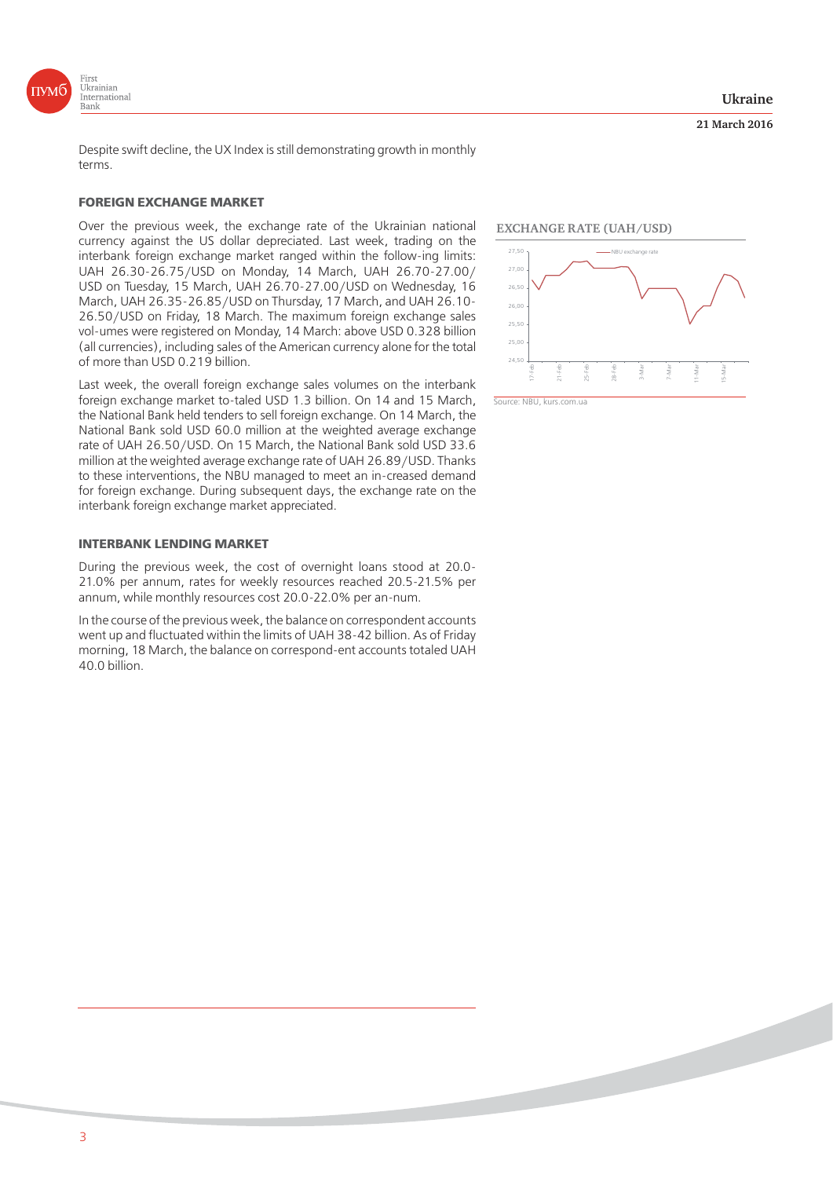Despite swift decline, the UX Index is still demonstrating growth in monthly terms.

#### FOREIGN EXCHANGE MARKET

Over the previous week, the exchange rate of the Ukrainian national currency against the US dollar depreciated. Last week, trading on the interbank foreign exchange market ranged within the follow-ing limits: UAH 26.30-26.75/USD on Monday, 14 March, UAH 26.70-27.00/USD on Tuesday, 15 March, UAH 26.70-27.00/USD on Wednesday, 16 March, UAH 26.35-26.85/USD on Thursday, 17 March, and UAH 26.10-26.50/USD on Friday, 18 March. The maximum foreign exchange sales vol-umes were registered on Monday, 14 March: above USD 0.328 billion (all currencies), including sales of the American currency alone for the total of more than USD 0.219 billion.

Last week, the overall foreign exchange sales volumes on the interbank foreign exchange market to-taled USD 1.3 billion. On 14 and 15 March, the National Bank held tenders to sell foreign exchange. On 14 March, the National Bank sold USD 60.0 million at the weighted average exchange rate of UAH 26.50/USD. On 15 March, the National Bank sold USD 33.6 million at the weighted average exchange rate of UAH 26.89/USD. Thanks to these interventions, the NBU managed to meet an in-creased demand for foreign exchange. During subsequent days, the exchange rate on the interbank foreign exchange market appreciated.

**EXCHANGE RATE (UAH/USD)**

NBU exchange rate

27,50
27,00
26,50
26,00
25,50
25,00
24,50

17-Feb
21-Feb
25-Feb
28-Feb
3-Mar
7-Mar
11-Mar
15-Mar

Source: NBU, kurs.com.ua

#### INTERBANK LENDING MARKET

During the previous week, the cost of overnight loans stood at 20.0-21.0% per annum, rates for weekly resources reached 20.5-21.5% per annum, while monthly resources cost 20.0-22.0% per an-num.

In the course of the previous week, the balance on correspondent accounts went up and fluctuated within the limits of UAH 38-42 billion. As of Friday morning, 18 March, the balance on correspond-ent accounts totaled UAH 40.0 billion.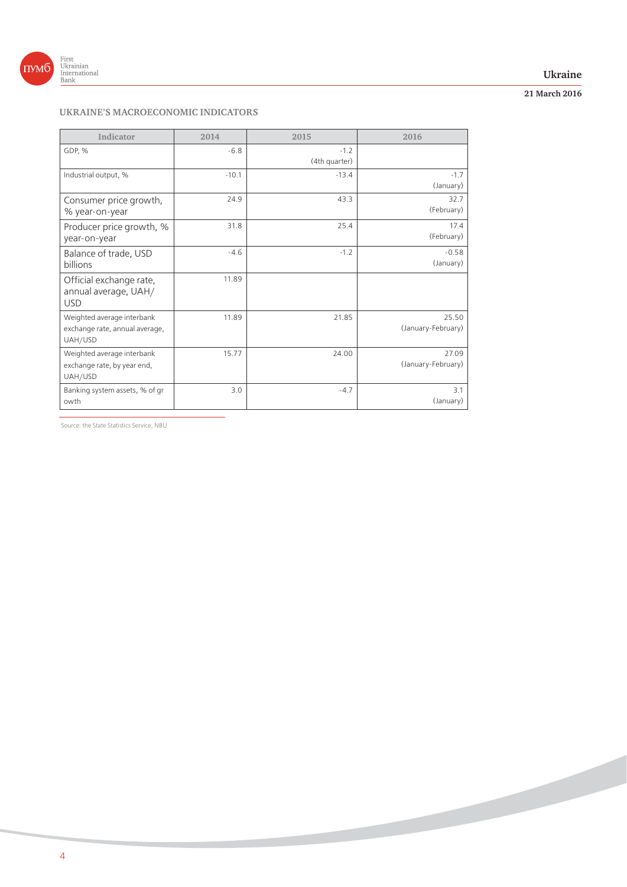## UKRAINE'S MACROECONOMIC INDICATORS

| Indicator | 2014 | 2015 | 2016 |
|---|---|---|---|
| GDP, % | -6.8 | -1.2 (4th quarter) | |
| Industrial output, % | -10.1 | -13.4 | -1.7 (January) |
| Consumer price growth, % year-on-year | 24.9 | 43.3 | 32.7 (February) |
| Producer price growth, % year-on-year | 31.8 | 25.4 | 17.4 (February) |
| Balance of trade, USD billions | -4.6 | -1.2 | -0.58 (January) |
| Official exchange rate, annual average, UAH/USD | 11.89 | | |
| Weighted average interbank exchange rate, annual average, UAH/USD | 11.89 | 21.85 | 25.50 (January-February) |
| Weighted average interbank exchange rate, by year end, UAH/USD | 15.77 | 24.00 | 27.09 (January-February) |
| Banking system assets, % of growth | 3.0 | -4.7 | 3.1 (January) |

Source: the State Statistics Service, NBU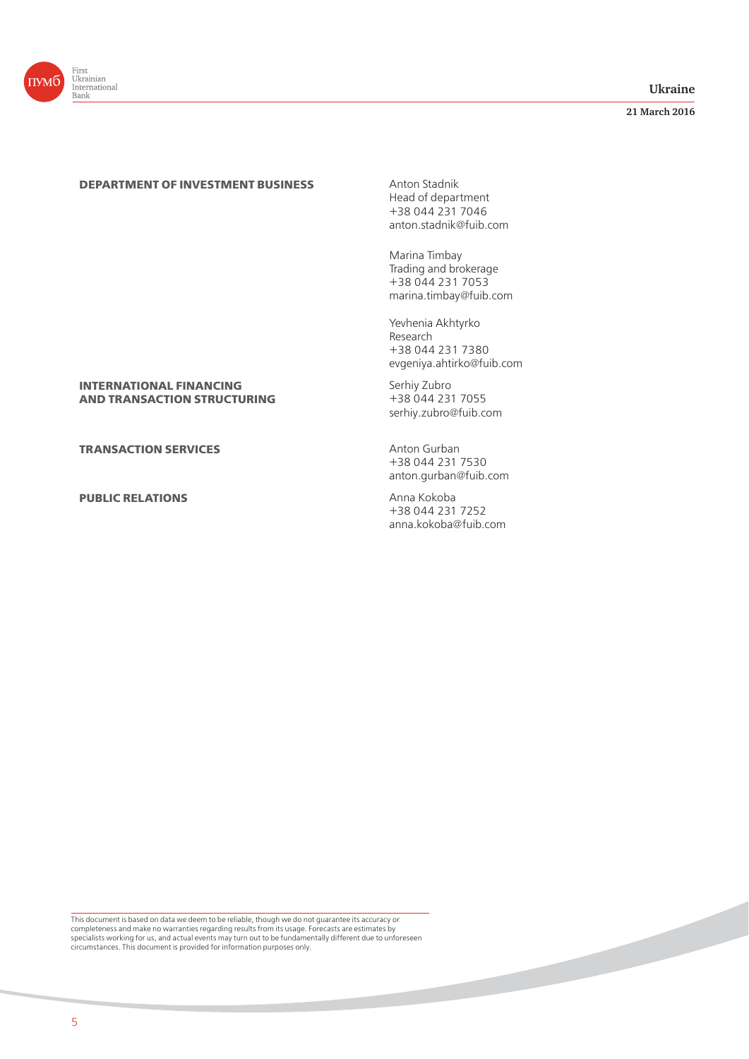**DEPARTMENT OF INVESTMENT BUSINESS**

Anton Stadnik
Head of department
+38 044 231 7046
anton.stadnik@fuib.com

Marina Timbay
Trading and brokerage
+38 044 231 7053
marina.timbay@fuib.com

Yevhenia Akhtyrko
Research
+38 044 231 7380
evgeniya.ahtirko@fuib.com

**INTERNATIONAL FINANCING AND TRANSACTION STRUCTURING**

Serhiy Zubro
+38 044 231 7055
serhiy.zubro@fuib.com

**TRANSACTION SERVICES**

Anton Gurban
+38 044 231 7530
anton.gurban@fuib.com

**PUBLIC RELATIONS**

Anna Kokoba
+38 044 231 7252
anna.kokoba@fuib.com

This document is based on data we deem to be reliable, though we do not guarantee its accuracy or completeness and make no warranties regarding results from its usage. Forecasts are estimates by specialists working for us, and actual events may turn out to be fundamentally different due to unforeseen circumstances. This document is provided for information purposes only.